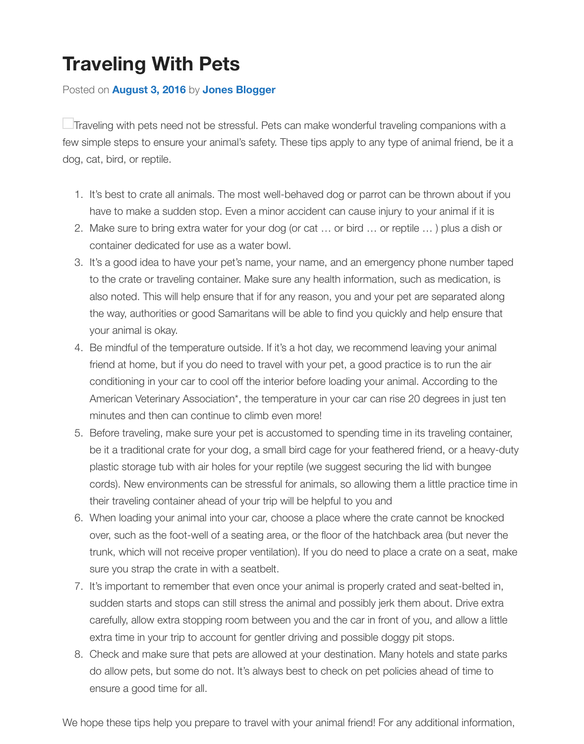# Traveling With Pets

Posted on **August 3, 2016** by **Jones Blogger**

Traveling with pets need not be stressful. Pets can make wonderful traveling companions with a few simple steps to ensure your animal's safety. These tips apply to any type of animal friend, be it a dog, cat, bird, or reptile.

1. It's best to crate all animals. The most well-behaved dog or parrot can be thrown about if you have to make a sudden stop. Even a minor accident can cause injury to your animal if it is
2. Make sure to bring extra water for your dog (or cat … or bird … or reptile … ) plus a dish or container dedicated for use as a water bowl.
3. It's a good idea to have your pet's name, your name, and an emergency phone number taped to the crate or traveling container. Make sure any health information, such as medication, is also noted. This will help ensure that if for any reason, you and your pet are separated along the way, authorities or good Samaritans will be able to find you quickly and help ensure that your animal is okay.
4. Be mindful of the temperature outside. If it's a hot day, we recommend leaving your animal friend at home, but if you do need to travel with your pet, a good practice is to run the air conditioning in your car to cool off the interior before loading your animal. According to the American Veterinary Association*, the temperature in your car can rise 20 degrees in just ten minutes and then can continue to climb even more!
5. Before traveling, make sure your pet is accustomed to spending time in its traveling container, be it a traditional crate for your dog, a small bird cage for your feathered friend, or a heavy-duty plastic storage tub with air holes for your reptile (we suggest securing the lid with bungee cords). New environments can be stressful for animals, so allowing them a little practice time in their traveling container ahead of your trip will be helpful to you and
6. When loading your animal into your car, choose a place where the crate cannot be knocked over, such as the foot-well of a seating area, or the floor of the hatchback area (but never the trunk, which will not receive proper ventilation). If you do need to place a crate on a seat, make sure you strap the crate in with a seatbelt.
7. It's important to remember that even once your animal is properly crated and seat-belted in, sudden starts and stops can still stress the animal and possibly jerk them about. Drive extra carefully, allow extra stopping room between you and the car in front of you, and allow a little extra time in your trip to account for gentler driving and possible doggy pit stops.
8. Check and make sure that pets are allowed at your destination. Many hotels and state parks do allow pets, but some do not. It's always best to check on pet policies ahead of time to ensure a good time for all.

We hope these tips help you prepare to travel with your animal friend! For any additional information,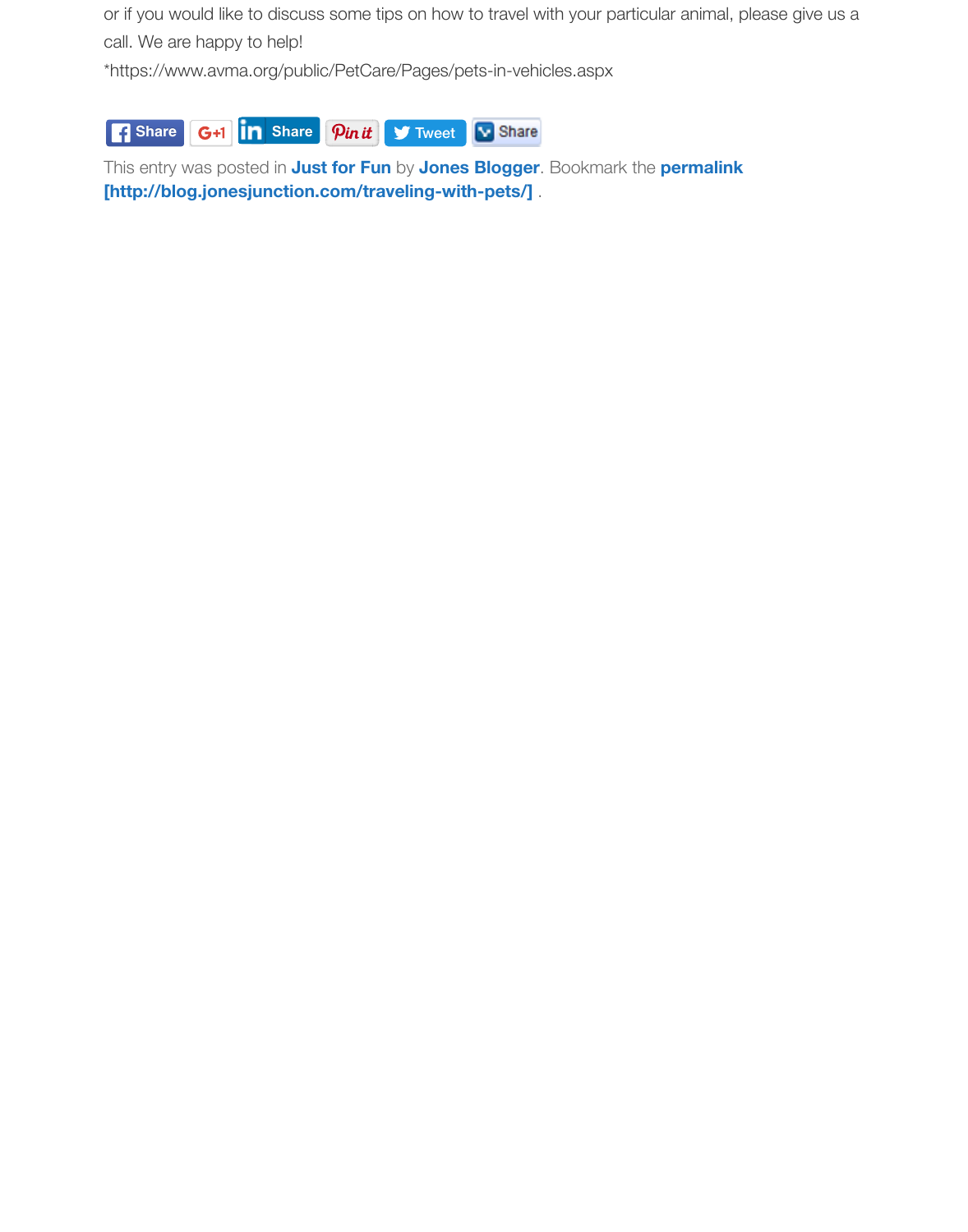or if you would like to discuss some tips on how to travel with your particular animal, please give us a call. We are happy to help!

*https://www.avma.org/public/PetCare/Pages/pets-in-vehicles.aspx

Share G+1 Share Pin it Tweet Share

This entry was posted in **Just for Fun** by **Jones Blogger**. Bookmark the **permalink [http://blog.jonesjunction.com/traveling-with-pets/]** .